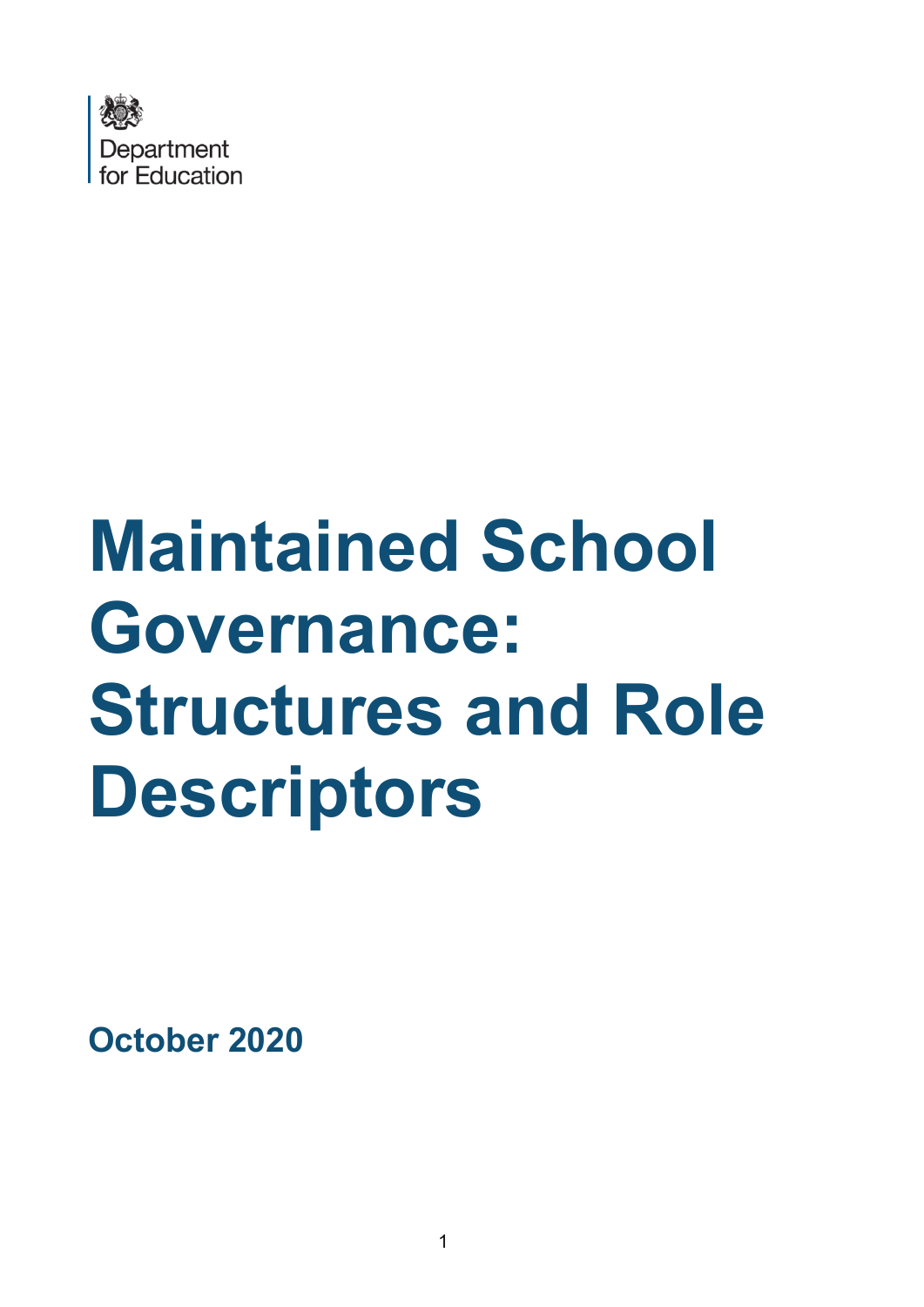Department for Education

# Maintained School Governance: Structures and Role Descriptors

**October 2020**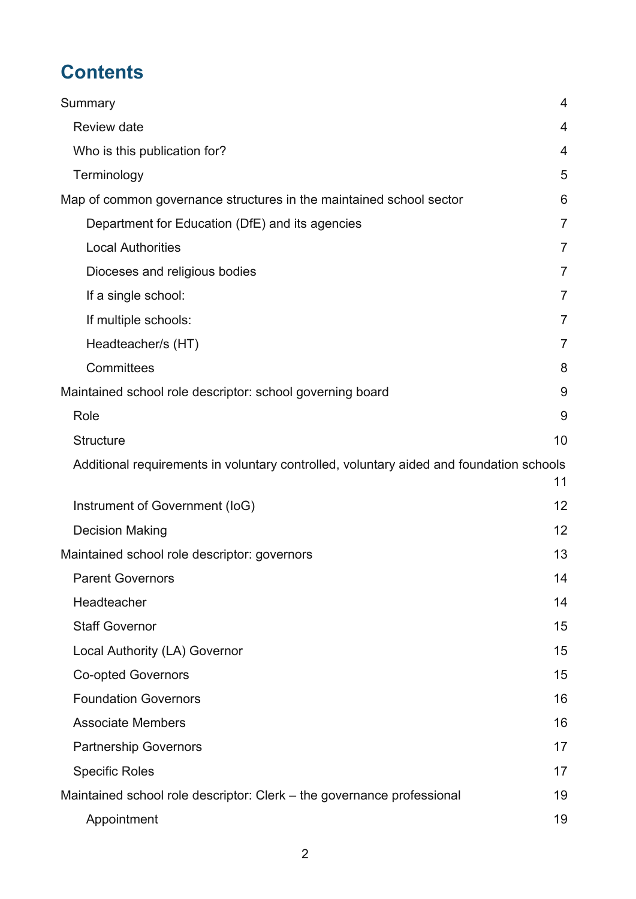# Contents

Summary 4

- Review date 4
- Who is this publication for? 4
- Terminology 5

Map of common governance structures in the maintained school sector 6

- Department for Education (DfE) and its agencies 7
- Local Authorities 7
- Dioceses and religious bodies 7
- If a single school: 7
- If multiple schools: 7
- Headteacher/s (HT) 7
- Committees 8

Maintained school role descriptor: school governing board 9

- Role 9
- Structure 10
- Additional requirements in voluntary controlled, voluntary aided and foundation schools 11
- Instrument of Government (IoG) 12
- Decision Making 12

Maintained school role descriptor: governors 13

- Parent Governors 14
- Headteacher 14
- Staff Governor 15
- Local Authority (LA) Governor 15
- Co-opted Governors 15
- Foundation Governors 16
- Associate Members 16
- Partnership Governors 17
- Specific Roles 17

Maintained school role descriptor: Clerk – the governance professional 19

- Appointment 19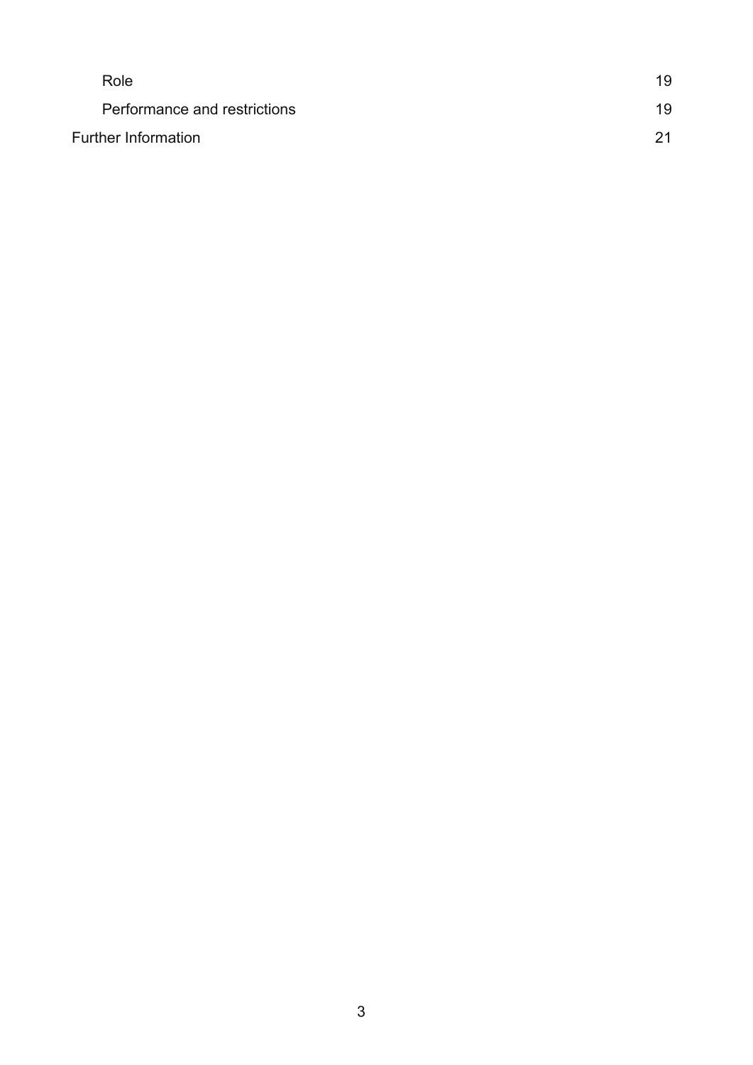- Role 19
- Performance and restrictions 19

Further Information 21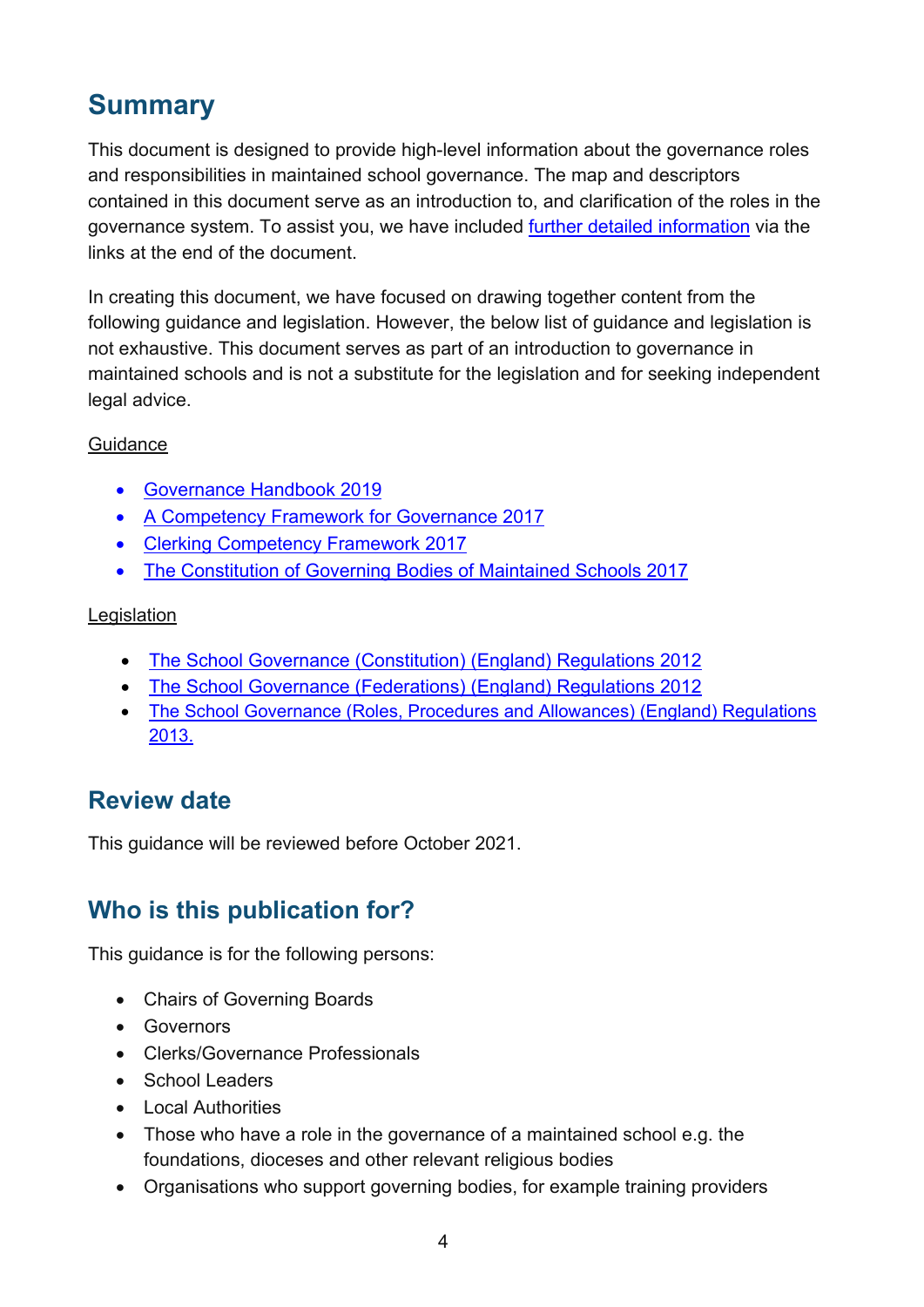## Summary

This document is designed to provide high-level information about the governance roles and responsibilities in maintained school governance. The map and descriptors contained in this document serve as an introduction to, and clarification of the roles in the governance system. To assist you, we have included further detailed information via the links at the end of the document.

In creating this document, we have focused on drawing together content from the following guidance and legislation. However, the below list of guidance and legislation is not exhaustive. This document serves as part of an introduction to governance in maintained schools and is not a substitute for the legislation and for seeking independent legal advice.

Guidance

- Governance Handbook 2019
- A Competency Framework for Governance 2017
- Clerking Competency Framework 2017
- The Constitution of Governing Bodies of Maintained Schools 2017

Legislation

- The School Governance (Constitution) (England) Regulations 2012
- The School Governance (Federations) (England) Regulations 2012
- The School Governance (Roles, Procedures and Allowances) (England) Regulations 2013.

### Review date

This guidance will be reviewed before October 2021.

### Who is this publication for?

This guidance is for the following persons:

- Chairs of Governing Boards
- Governors
- Clerks/Governance Professionals
- School Leaders
- Local Authorities
- Those who have a role in the governance of a maintained school e.g. the foundations, dioceses and other relevant religious bodies
- Organisations who support governing bodies, for example training providers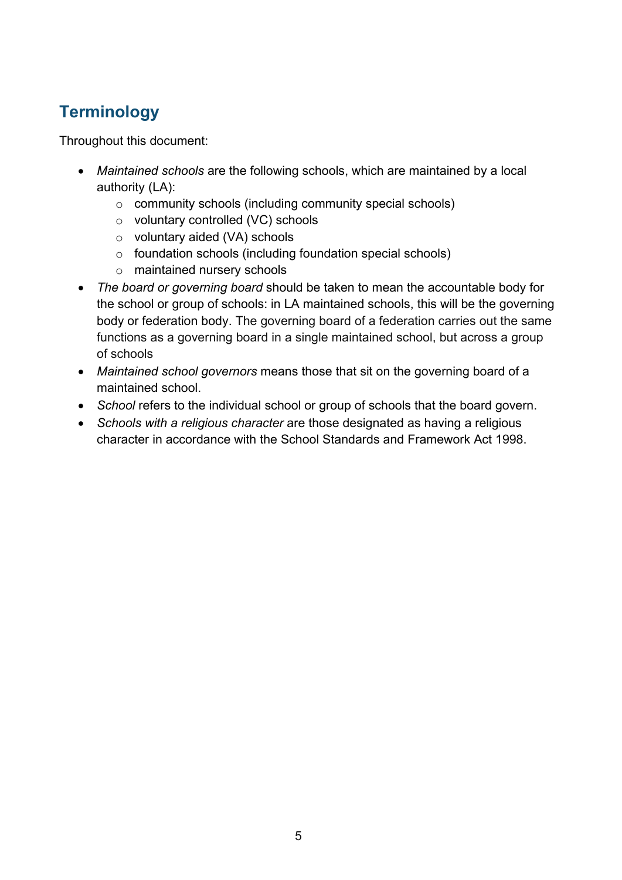## Terminology

Throughout this document:

- *Maintained schools* are the following schools, which are maintained by a local authority (LA):
  - community schools (including community special schools)
  - voluntary controlled (VC) schools
  - voluntary aided (VA) schools
  - foundation schools (including foundation special schools)
  - maintained nursery schools
- *The board or governing board* should be taken to mean the accountable body for the school or group of schools: in LA maintained schools, this will be the governing body or federation body. The governing board of a federation carries out the same functions as a governing board in a single maintained school, but across a group of schools
- *Maintained school governors* means those that sit on the governing board of a maintained school.
- *School* refers to the individual school or group of schools that the board govern.
- *Schools with a religious character* are those designated as having a religious character in accordance with the School Standards and Framework Act 1998.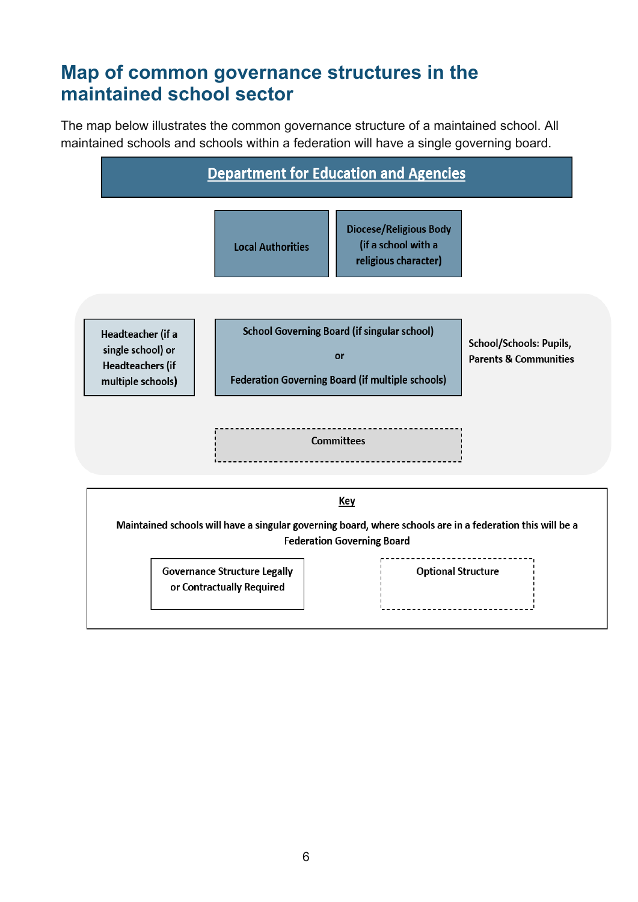## Map of common governance structures in the maintained school sector

The map below illustrates the common governance structure of a maintained school. All maintained schools and schools within a federation will have a single governing board.

**Department for Education and Agencies**

Local Authorities

Diocese/Religious Body (if a school with a religious character)

Headteacher (if a single school) or Headteachers (if multiple schools)

School Governing Board (if singular school)

or

Federation Governing Board (if multiple schools)

School/Schools: Pupils, Parents & Communities

Committees

**Key**

Maintained schools will have a singular governing board, where schools are in a federation this will be a Federation Governing Board

Governance Structure Legally or Contractually Required

Optional Structure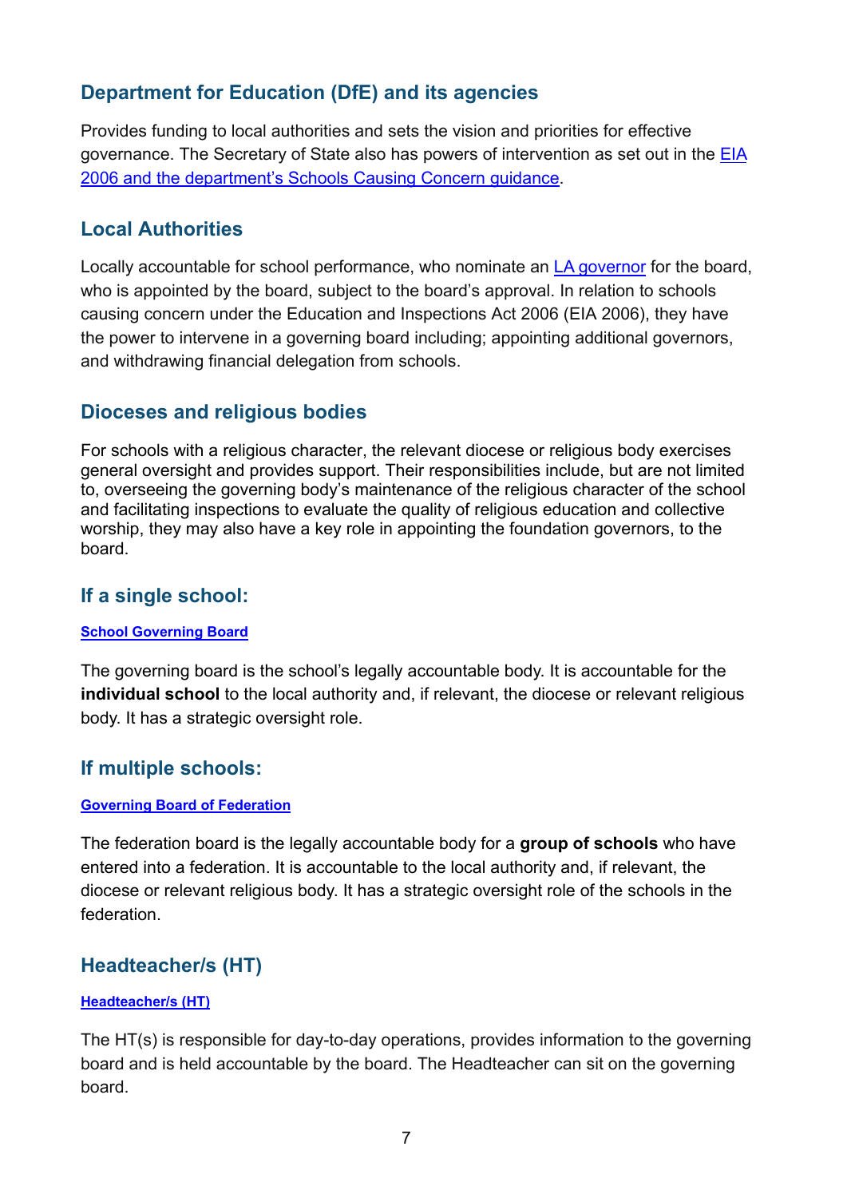## Department for Education (DfE) and its agencies

Provides funding to local authorities and sets the vision and priorities for effective governance. The Secretary of State also has powers of intervention as set out in the EIA 2006 and the department's Schools Causing Concern guidance.

## Local Authorities

Locally accountable for school performance, who nominate an LA governor for the board, who is appointed by the board, subject to the board's approval. In relation to schools causing concern under the Education and Inspections Act 2006 (EIA 2006), they have the power to intervene in a governing board including; appointing additional governors, and withdrawing financial delegation from schools.

## Dioceses and religious bodies

For schools with a religious character, the relevant diocese or religious body exercises general oversight and provides support. Their responsibilities include, but are not limited to, overseeing the governing body's maintenance of the religious character of the school and facilitating inspections to evaluate the quality of religious education and collective worship, they may also have a key role in appointing the foundation governors, to the board.

## If a single school:

**School Governing Board**

The governing board is the school's legally accountable body. It is accountable for the **individual school** to the local authority and, if relevant, the diocese or relevant religious body. It has a strategic oversight role.

## If multiple schools:

**Governing Board of Federation**

The federation board is the legally accountable body for a **group of schools** who have entered into a federation. It is accountable to the local authority and, if relevant, the diocese or relevant religious body. It has a strategic oversight role of the schools in the federation.

## Headteacher/s (HT)

**Headteacher/s (HT)**

The HT(s) is responsible for day-to-day operations, provides information to the governing board and is held accountable by the board. The Headteacher can sit on the governing board.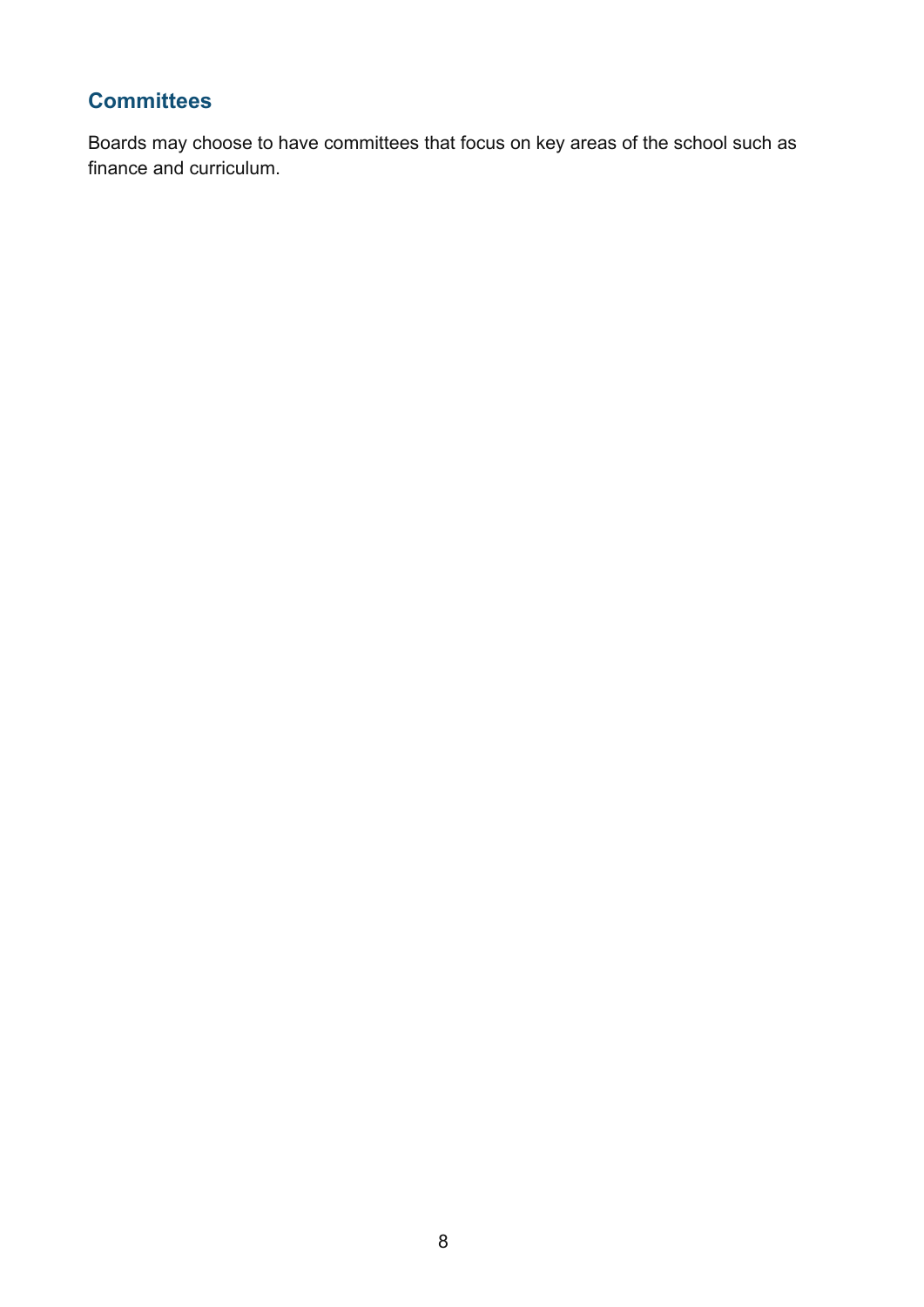## Committees

Boards may choose to have committees that focus on key areas of the school such as finance and curriculum.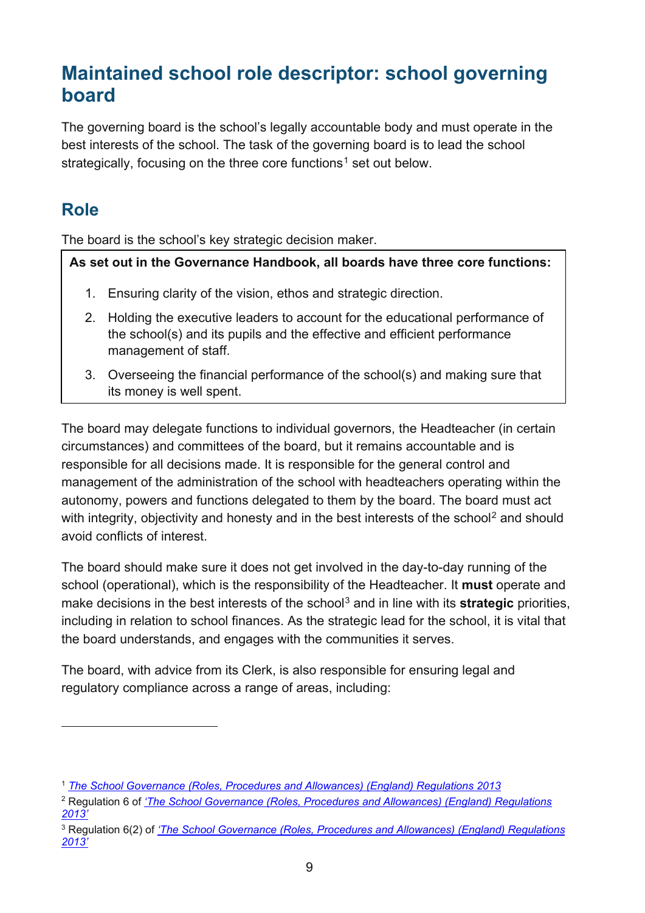## Maintained school role descriptor: school governing board

The governing board is the school's legally accountable body and must operate in the best interests of the school. The task of the governing board is to lead the school strategically, focusing on the three core functions[1] set out below.

### Role

The board is the school's key strategic decision maker.

**As set out in the Governance Handbook, all boards have three core functions:**

1. Ensuring clarity of the vision, ethos and strategic direction.
2. Holding the executive leaders to account for the educational performance of the school(s) and its pupils and the effective and efficient performance management of staff.
3. Overseeing the financial performance of the school(s) and making sure that its money is well spent.

The board may delegate functions to individual governors, the Headteacher (in certain circumstances) and committees of the board, but it remains accountable and is responsible for all decisions made. It is responsible for the general control and management of the administration of the school with headteachers operating within the autonomy, powers and functions delegated to them by the board. The board must act with integrity, objectivity and honesty and in the best interests of the school[2] and should avoid conflicts of interest.

The board should make sure it does not get involved in the day-to-day running of the school (operational), which is the responsibility of the Headteacher. It **must** operate and make decisions in the best interests of the school[3] and in line with its **strategic** priorities, including in relation to school finances. As the strategic lead for the school, it is vital that the board understands, and engages with the communities it serves.

The board, with advice from its Clerk, is also responsible for ensuring legal and regulatory compliance across a range of areas, including:

---

[1] *The School Governance (Roles, Procedures and Allowances) (England) Regulations 2013*

[2] Regulation 6 of *'The School Governance (Roles, Procedures and Allowances) (England) Regulations 2013'*

[3] Regulation 6(2) of *'The School Governance (Roles, Procedures and Allowances) (England) Regulations 2013'*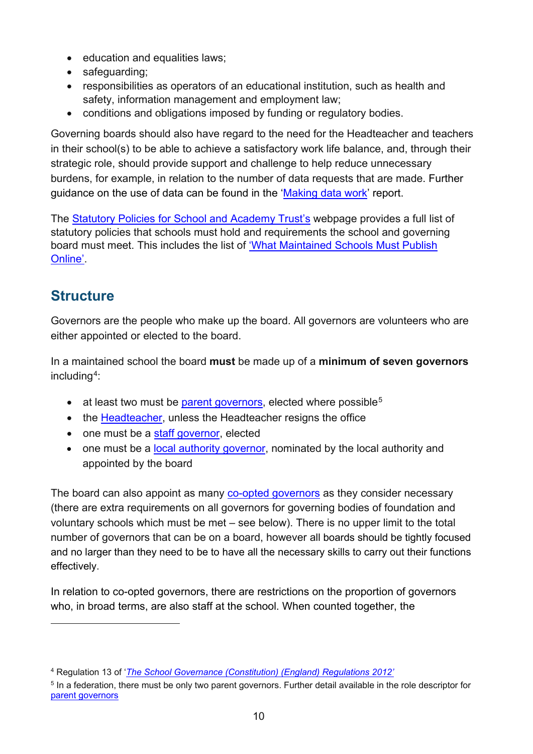- education and equalities laws;
- safeguarding;
- responsibilities as operators of an educational institution, such as health and safety, information management and employment law;
- conditions and obligations imposed by funding or regulatory bodies.

Governing boards should also have regard to the need for the Headteacher and teachers in their school(s) to be able to achieve a satisfactory work life balance, and, through their strategic role, should provide support and challenge to help reduce unnecessary burdens, for example, in relation to the number of data requests that are made. Further guidance on the use of data can be found in the 'Making data work' report.

The Statutory Policies for School and Academy Trust's webpage provides a full list of statutory policies that schools must hold and requirements the school and governing board must meet. This includes the list of 'What Maintained Schools Must Publish Online'.

## Structure

Governors are the people who make up the board. All governors are volunteers who are either appointed or elected to the board.

In a maintained school the board **must** be made up of a **minimum of seven governors** including[4]:

- at least two must be parent governors, elected where possible[5]
- the Headteacher, unless the Headteacher resigns the office
- one must be a staff governor, elected
- one must be a local authority governor, nominated by the local authority and appointed by the board

The board can also appoint as many co-opted governors as they consider necessary (there are extra requirements on all governors for governing bodies of foundation and voluntary schools which must be met – see below). There is no upper limit to the total number of governors that can be on a board, however all boards should be tightly focused and no larger than they need to be to have all the necessary skills to carry out their functions effectively.

In relation to co-opted governors, there are restrictions on the proportion of governors who, in broad terms, are also staff at the school. When counted together, the

[4] Regulation 13 of '*The School Governance (Constitution) (England) Regulations 2012*'

[5] In a federation, there must be only two parent governors. Further detail available in the role descriptor for parent governors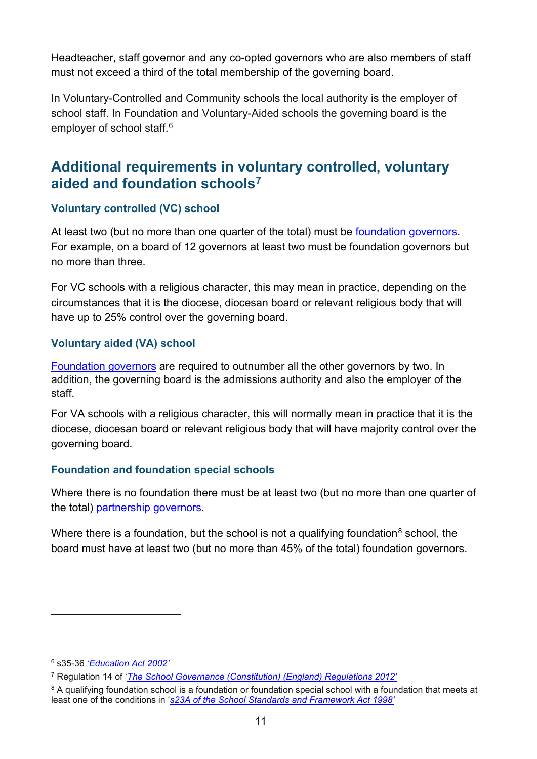Headteacher, staff governor and any co-opted governors who are also members of staff must not exceed a third of the total membership of the governing board.

In Voluntary-Controlled and Community schools the local authority is the employer of school staff. In Foundation and Voluntary-Aided schools the governing board is the employer of school staff.[6]

## Additional requirements in voluntary controlled, voluntary aided and foundation schools[7]

### Voluntary controlled (VC) school

At least two (but no more than one quarter of the total) must be foundation governors. For example, on a board of 12 governors at least two must be foundation governors but no more than three.

For VC schools with a religious character, this may mean in practice, depending on the circumstances that it is the diocese, diocesan board or relevant religious body that will have up to 25% control over the governing board.

### Voluntary aided (VA) school

Foundation governors are required to outnumber all the other governors by two. In addition, the governing board is the admissions authority and also the employer of the staff.

For VA schools with a religious character, this will normally mean in practice that it is the diocese, diocesan board or relevant religious body that will have majority control over the governing board.

### Foundation and foundation special schools

Where there is no foundation there must be at least two (but no more than one quarter of the total) partnership governors.

Where there is a foundation, but the school is not a qualifying foundation[8] school, the board must have at least two (but no more than 45% of the total) foundation governors.

---

[6] s35-36 *'Education Act 2002'*

[7] Regulation 14 of '*The School Governance (Constitution) (England) Regulations 2012'*

[8] A qualifying foundation school is a foundation or foundation special school with a foundation that meets at least one of the conditions in '*s23A of the School Standards and Framework Act 1998'*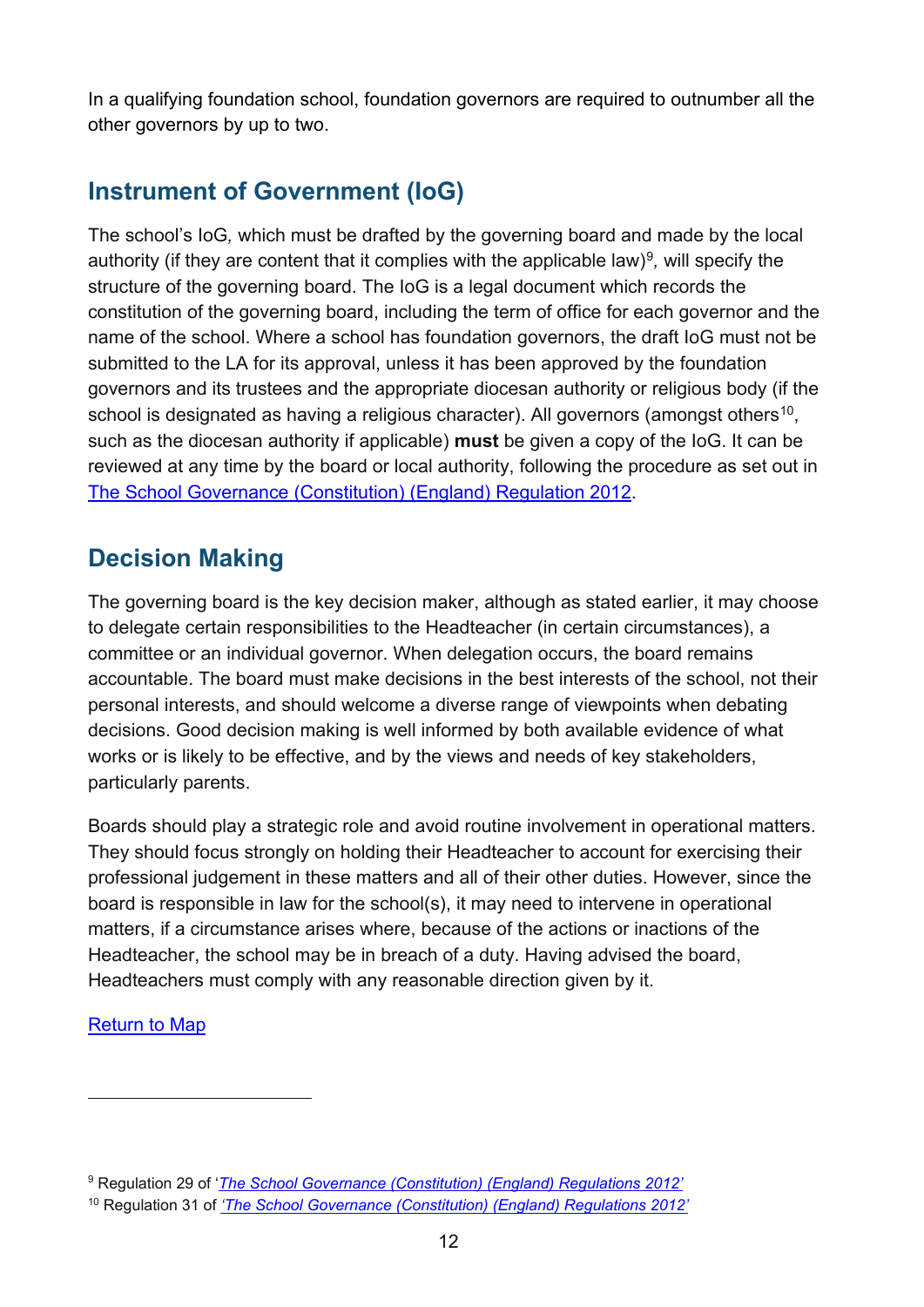In a qualifying foundation school, foundation governors are required to outnumber all the other governors by up to two.

## Instrument of Government (IoG)

The school's IoG, which must be drafted by the governing board and made by the local authority (if they are content that it complies with the applicable law)[9], will specify the structure of the governing board. The IoG is a legal document which records the constitution of the governing board, including the term of office for each governor and the name of the school. Where a school has foundation governors, the draft IoG must not be submitted to the LA for its approval, unless it has been approved by the foundation governors and its trustees and the appropriate diocesan authority or religious body (if the school is designated as having a religious character). All governors (amongst others[10], such as the diocesan authority if applicable) **must** be given a copy of the IoG. It can be reviewed at any time by the board or local authority, following the procedure as set out in The School Governance (Constitution) (England) Regulation 2012.

## Decision Making

The governing board is the key decision maker, although as stated earlier, it may choose to delegate certain responsibilities to the Headteacher (in certain circumstances), a committee or an individual governor. When delegation occurs, the board remains accountable. The board must make decisions in the best interests of the school, not their personal interests, and should welcome a diverse range of viewpoints when debating decisions. Good decision making is well informed by both available evidence of what works or is likely to be effective, and by the views and needs of key stakeholders, particularly parents.

Boards should play a strategic role and avoid routine involvement in operational matters. They should focus strongly on holding their Headteacher to account for exercising their professional judgement in these matters and all of their other duties. However, since the board is responsible in law for the school(s), it may need to intervene in operational matters, if a circumstance arises where, because of the actions or inactions of the Headteacher, the school may be in breach of a duty. Having advised the board, Headteachers must comply with any reasonable direction given by it.

Return to Map

---

[9] Regulation 29 of '*The School Governance (Constitution) (England) Regulations 2012*'

[10] Regulation 31 of *'The School Governance (Constitution) (England) Regulations 2012'*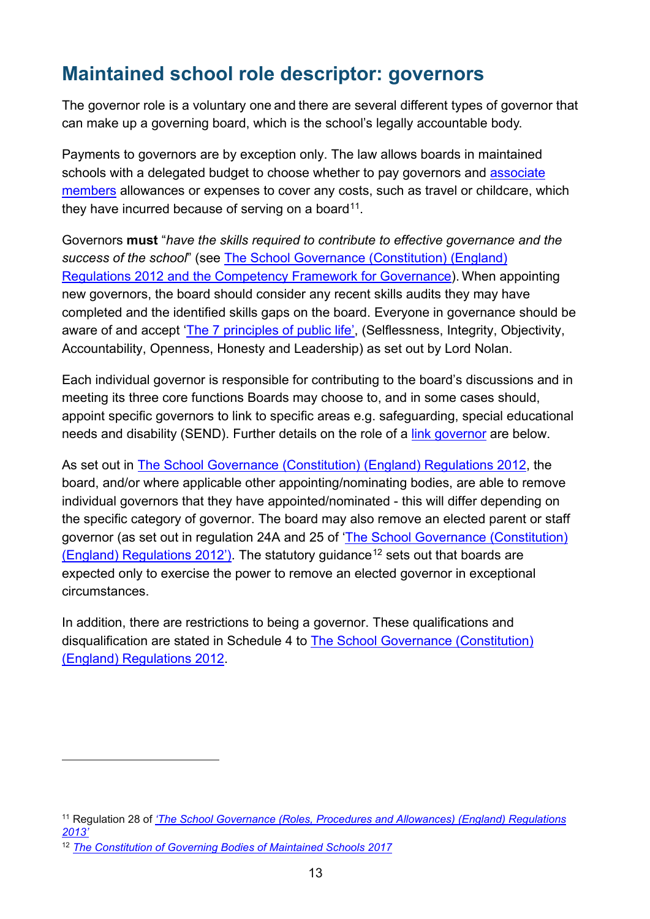## Maintained school role descriptor: governors

The governor role is a voluntary one and there are several different types of governor that can make up a governing board, which is the school's legally accountable body.

Payments to governors are by exception only. The law allows boards in maintained schools with a delegated budget to choose whether to pay governors and associate members allowances or expenses to cover any costs, such as travel or childcare, which they have incurred because of serving on a board[11].

Governors **must** "*have the skills required to contribute to effective governance and the success of the school*" (see The School Governance (Constitution) (England) Regulations 2012 and the Competency Framework for Governance). When appointing new governors, the board should consider any recent skills audits they may have completed and the identified skills gaps on the board. Everyone in governance should be aware of and accept 'The 7 principles of public life', (Selflessness, Integrity, Objectivity, Accountability, Openness, Honesty and Leadership) as set out by Lord Nolan.

Each individual governor is responsible for contributing to the board's discussions and in meeting its three core functions Boards may choose to, and in some cases should, appoint specific governors to link to specific areas e.g. safeguarding, special educational needs and disability (SEND). Further details on the role of a link governor are below.

As set out in The School Governance (Constitution) (England) Regulations 2012, the board, and/or where applicable other appointing/nominating bodies, are able to remove individual governors that they have appointed/nominated - this will differ depending on the specific category of governor. The board may also remove an elected parent or staff governor (as set out in regulation 24A and 25 of 'The School Governance (Constitution) (England) Regulations 2012'). The statutory guidance[12] sets out that boards are expected only to exercise the power to remove an elected governor in exceptional circumstances.

In addition, there are restrictions to being a governor. These qualifications and disqualification are stated in Schedule 4 to The School Governance (Constitution) (England) Regulations 2012.

---

[11] Regulation 28 of *'The School Governance (Roles, Procedures and Allowances) (England) Regulations 2013'*

[12] *The Constitution of Governing Bodies of Maintained Schools 2017*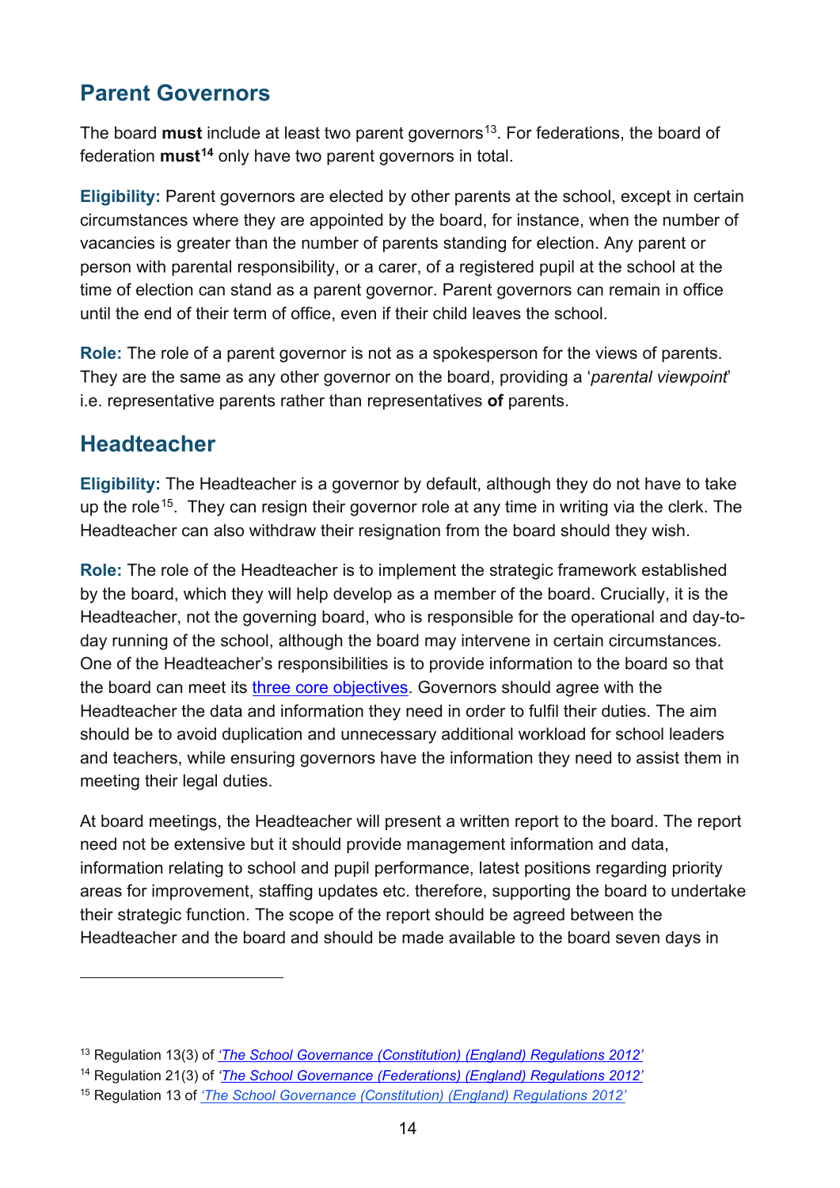## Parent Governors

The board **must** include at least two parent governors[13]. For federations, the board of federation **must**[14] only have two parent governors in total.

**Eligibility:** Parent governors are elected by other parents at the school, except in certain circumstances where they are appointed by the board, for instance, when the number of vacancies is greater than the number of parents standing for election. Any parent or person with parental responsibility, or a carer, of a registered pupil at the school at the time of election can stand as a parent governor. Parent governors can remain in office until the end of their term of office, even if their child leaves the school.

**Role:** The role of a parent governor is not as a spokesperson for the views of parents. They are the same as any other governor on the board, providing a '*parental viewpoint*' i.e. representative parents rather than representatives **of** parents.

## Headteacher

**Eligibility:** The Headteacher is a governor by default, although they do not have to take up the role[15]. They can resign their governor role at any time in writing via the clerk. The Headteacher can also withdraw their resignation from the board should they wish.

**Role:** The role of the Headteacher is to implement the strategic framework established by the board, which they will help develop as a member of the board. Crucially, it is the Headteacher, not the governing board, who is responsible for the operational and day-to-day running of the school, although the board may intervene in certain circumstances. One of the Headteacher's responsibilities is to provide information to the board so that the board can meet its three core objectives. Governors should agree with the Headteacher the data and information they need in order to fulfil their duties. The aim should be to avoid duplication and unnecessary additional workload for school leaders and teachers, while ensuring governors have the information they need to assist them in meeting their legal duties.

At board meetings, the Headteacher will present a written report to the board. The report need not be extensive but it should provide management information and data, information relating to school and pupil performance, latest positions regarding priority areas for improvement, staffing updates etc. therefore, supporting the board to undertake their strategic function. The scope of the report should be agreed between the Headteacher and the board and should be made available to the board seven days in

---

[13] Regulation 13(3) of *'The School Governance (Constitution) (England) Regulations 2012'*

[14] Regulation 21(3) of *'The School Governance (Federations) (England) Regulations 2012'*

[15] Regulation 13 of *'The School Governance (Constitution) (England) Regulations 2012'*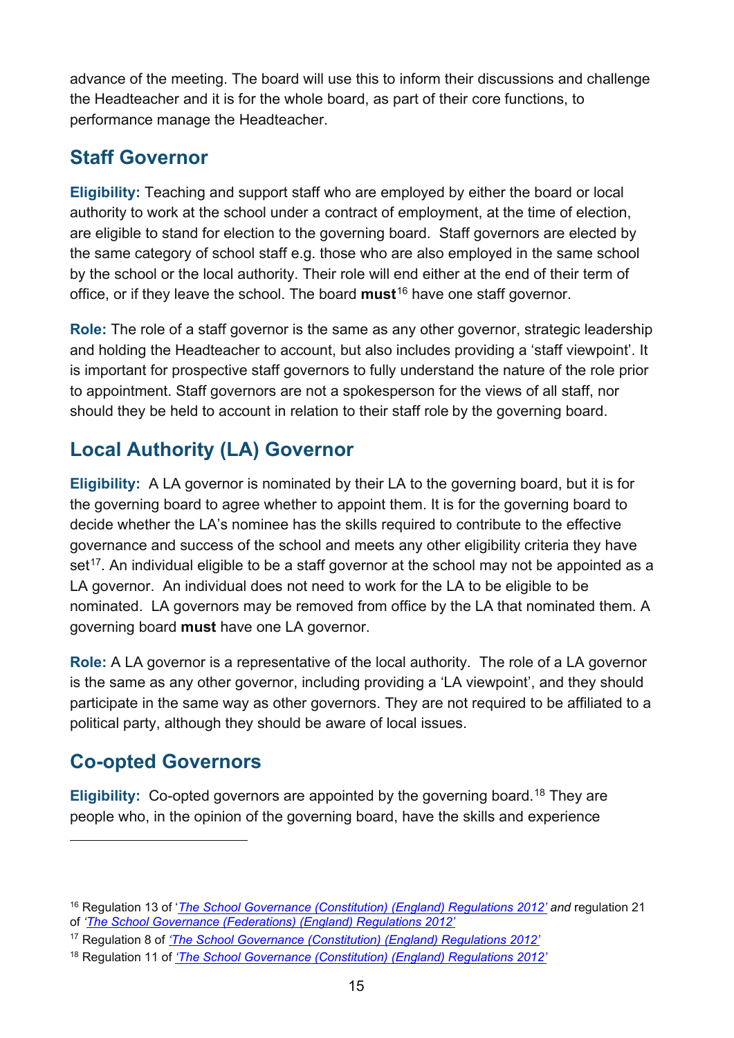advance of the meeting. The board will use this to inform their discussions and challenge the Headteacher and it is for the whole board, as part of their core functions, to performance manage the Headteacher.

## Staff Governor

**Eligibility:** Teaching and support staff who are employed by either the board or local authority to work at the school under a contract of employment, at the time of election, are eligible to stand for election to the governing board. Staff governors are elected by the same category of school staff e.g. those who are also employed in the same school by the school or the local authority. Their role will end either at the end of their term of office, or if they leave the school. The board **must**[16] have one staff governor.

**Role:** The role of a staff governor is the same as any other governor, strategic leadership and holding the Headteacher to account, but also includes providing a 'staff viewpoint'. It is important for prospective staff governors to fully understand the nature of the role prior to appointment. Staff governors are not a spokesperson for the views of all staff, nor should they be held to account in relation to their staff role by the governing board.

## Local Authority (LA) Governor

**Eligibility:** A LA governor is nominated by their LA to the governing board, but it is for the governing board to agree whether to appoint them. It is for the governing board to decide whether the LA's nominee has the skills required to contribute to the effective governance and success of the school and meets any other eligibility criteria they have set[17]. An individual eligible to be a staff governor at the school may not be appointed as a LA governor. An individual does not need to work for the LA to be eligible to be nominated. LA governors may be removed from office by the LA that nominated them. A governing board **must** have one LA governor.

**Role:** A LA governor is a representative of the local authority. The role of a LA governor is the same as any other governor, including providing a 'LA viewpoint', and they should participate in the same way as other governors. They are not required to be affiliated to a political party, although they should be aware of local issues.

## Co-opted Governors

**Eligibility:** Co-opted governors are appointed by the governing board.[18] They are people who, in the opinion of the governing board, have the skills and experience

---

[16] Regulation 13 of '*The School Governance (Constitution) (England) Regulations 2012*' *and* regulation 21 of *'The School Governance (Federations) (England) Regulations 2012'*

[17] Regulation 8 of *'The School Governance (Constitution) (England) Regulations 2012'*

[18] Regulation 11 of *'The School Governance (Constitution) (England) Regulations 2012'*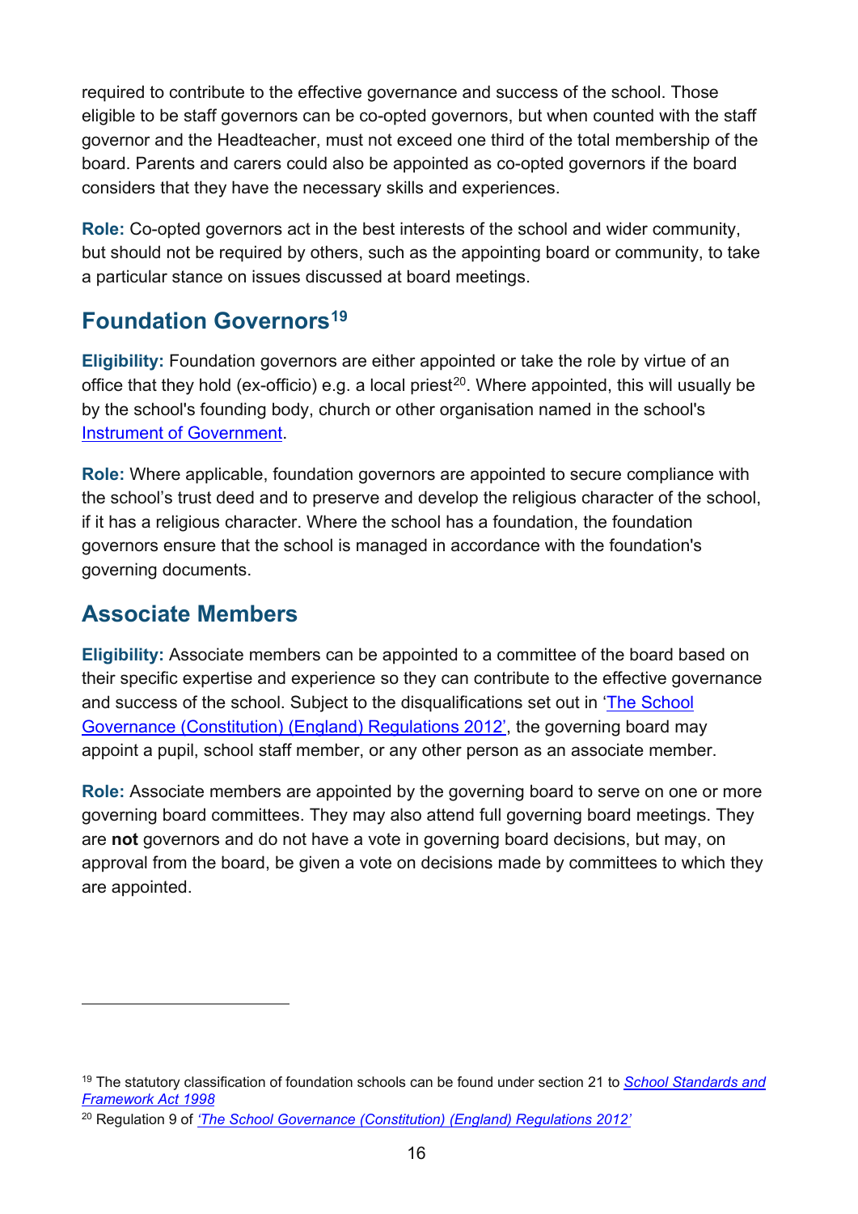required to contribute to the effective governance and success of the school. Those eligible to be staff governors can be co-opted governors, but when counted with the staff governor and the Headteacher, must not exceed one third of the total membership of the board. Parents and carers could also be appointed as co-opted governors if the board considers that they have the necessary skills and experiences.

**Role:** Co-opted governors act in the best interests of the school and wider community, but should not be required by others, such as the appointing board or community, to take a particular stance on issues discussed at board meetings.

## Foundation Governors[19]

**Eligibility:** Foundation governors are either appointed or take the role by virtue of an office that they hold (ex-officio) e.g. a local priest[20]. Where appointed, this will usually be by the school's founding body, church or other organisation named in the school's [Instrument of Government](#).

**Role:** Where applicable, foundation governors are appointed to secure compliance with the school's trust deed and to preserve and develop the religious character of the school, if it has a religious character. Where the school has a foundation, the foundation governors ensure that the school is managed in accordance with the foundation's governing documents.

## Associate Members

**Eligibility:** Associate members can be appointed to a committee of the board based on their specific expertise and experience so they can contribute to the effective governance and success of the school. Subject to the disqualifications set out in ['The School Governance (Constitution) (England) Regulations 2012'](#), the governing board may appoint a pupil, school staff member, or any other person as an associate member.

**Role:** Associate members are appointed by the governing board to serve on one or more governing board committees. They may also attend full governing board meetings. They are **not** governors and do not have a vote in governing board decisions, but may, on approval from the board, be given a vote on decisions made by committees to which they are appointed.

---

[19] The statutory classification of foundation schools can be found under section 21 to [*School Standards and Framework Act 1998*](#)

[20] Regulation 9 of [*'The School Governance (Constitution) (England) Regulations 2012'*](#)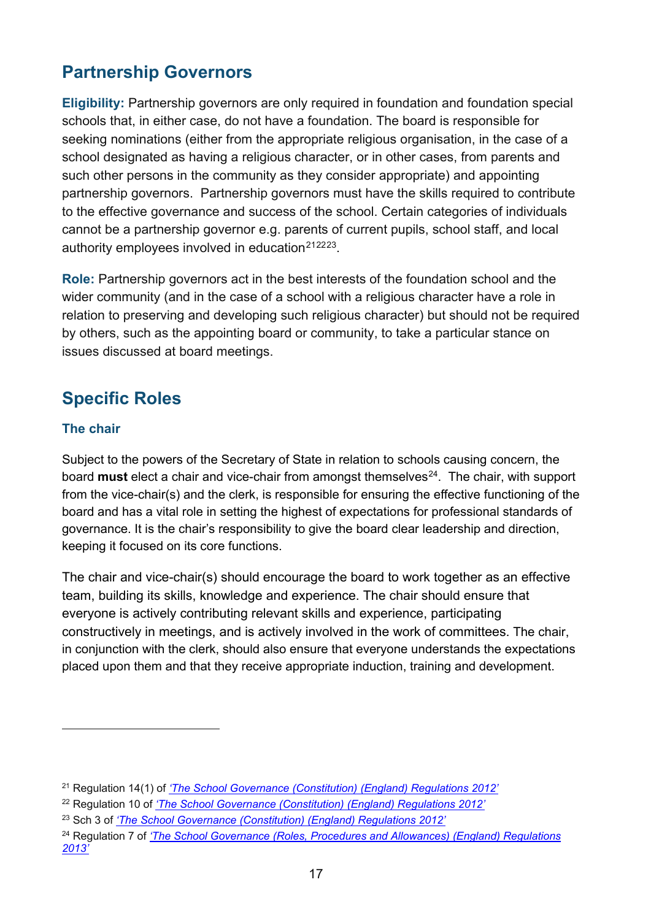## Partnership Governors

**Eligibility:** Partnership governors are only required in foundation and foundation special schools that, in either case, do not have a foundation. The board is responsible for seeking nominations (either from the appropriate religious organisation, in the case of a school designated as having a religious character, or in other cases, from parents and such other persons in the community as they consider appropriate) and appointing partnership governors. Partnership governors must have the skills required to contribute to the effective governance and success of the school. Certain categories of individuals cannot be a partnership governor e.g. parents of current pupils, school staff, and local authority employees involved in education[21][22][23].

**Role:** Partnership governors act in the best interests of the foundation school and the wider community (and in the case of a school with a religious character have a role in relation to preserving and developing such religious character) but should not be required by others, such as the appointing board or community, to take a particular stance on issues discussed at board meetings.

## Specific Roles

### The chair

Subject to the powers of the Secretary of State in relation to schools causing concern, the board **must** elect a chair and vice-chair from amongst themselves[24]. The chair, with support from the vice-chair(s) and the clerk, is responsible for ensuring the effective functioning of the board and has a vital role in setting the highest of expectations for professional standards of governance. It is the chair's responsibility to give the board clear leadership and direction, keeping it focused on its core functions.

The chair and vice-chair(s) should encourage the board to work together as an effective team, building its skills, knowledge and experience. The chair should ensure that everyone is actively contributing relevant skills and experience, participating constructively in meetings, and is actively involved in the work of committees. The chair, in conjunction with the clerk, should also ensure that everyone understands the expectations placed upon them and that they receive appropriate induction, training and development.

---

[21] Regulation 14(1) of *'The School Governance (Constitution) (England) Regulations 2012'*

[22] Regulation 10 of *'The School Governance (Constitution) (England) Regulations 2012'*

[23] Sch 3 of *'The School Governance (Constitution) (England) Regulations 2012'*

[24] Regulation 7 of *'The School Governance (Roles, Procedures and Allowances) (England) Regulations 2013'*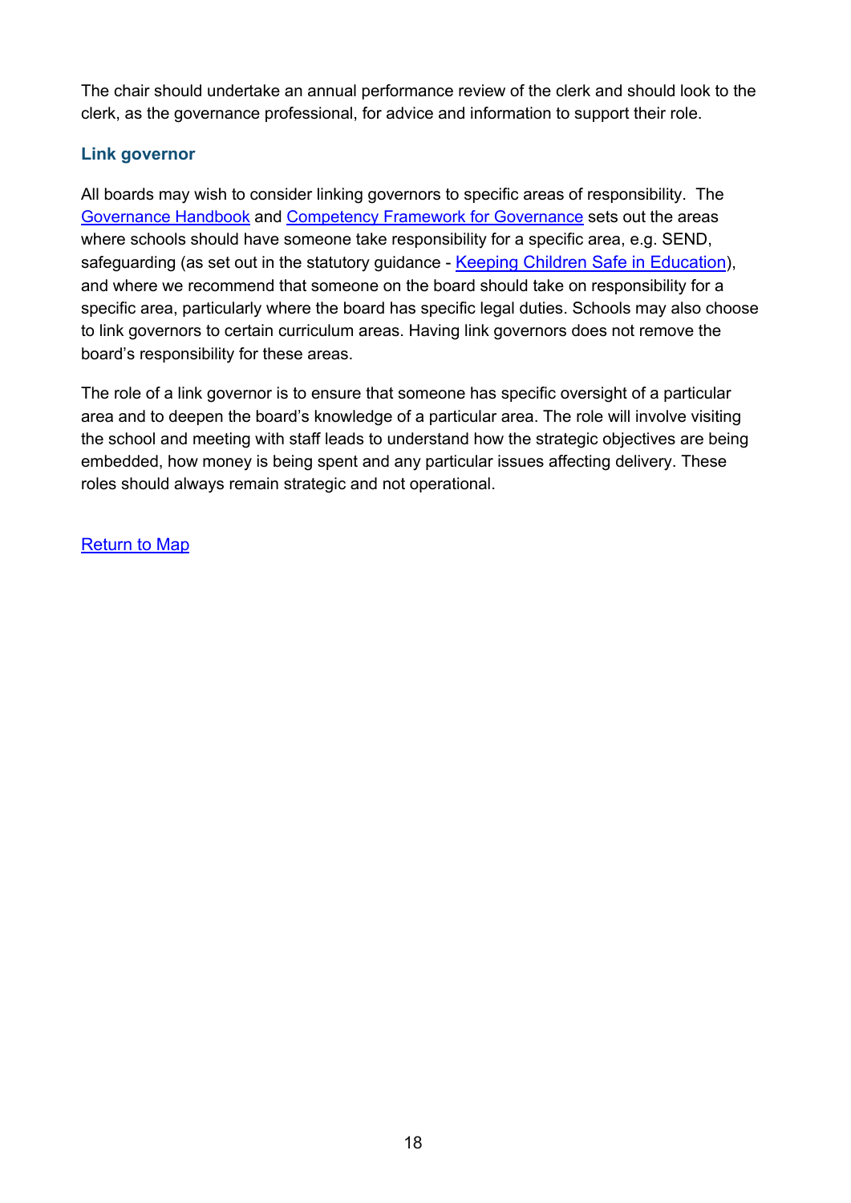The chair should undertake an annual performance review of the clerk and should look to the clerk, as the governance professional, for advice and information to support their role.

### Link governor

All boards may wish to consider linking governors to specific areas of responsibility. The [Governance Handbook] and [Competency Framework for Governance] sets out the areas where schools should have someone take responsibility for a specific area, e.g. SEND, safeguarding (as set out in the statutory guidance - [Keeping Children Safe in Education]), and where we recommend that someone on the board should take on responsibility for a specific area, particularly where the board has specific legal duties. Schools may also choose to link governors to certain curriculum areas. Having link governors does not remove the board's responsibility for these areas.

The role of a link governor is to ensure that someone has specific oversight of a particular area and to deepen the board's knowledge of a particular area. The role will involve visiting the school and meeting with staff leads to understand how the strategic objectives are being embedded, how money is being spent and any particular issues affecting delivery. These roles should always remain strategic and not operational.

[Return to Map]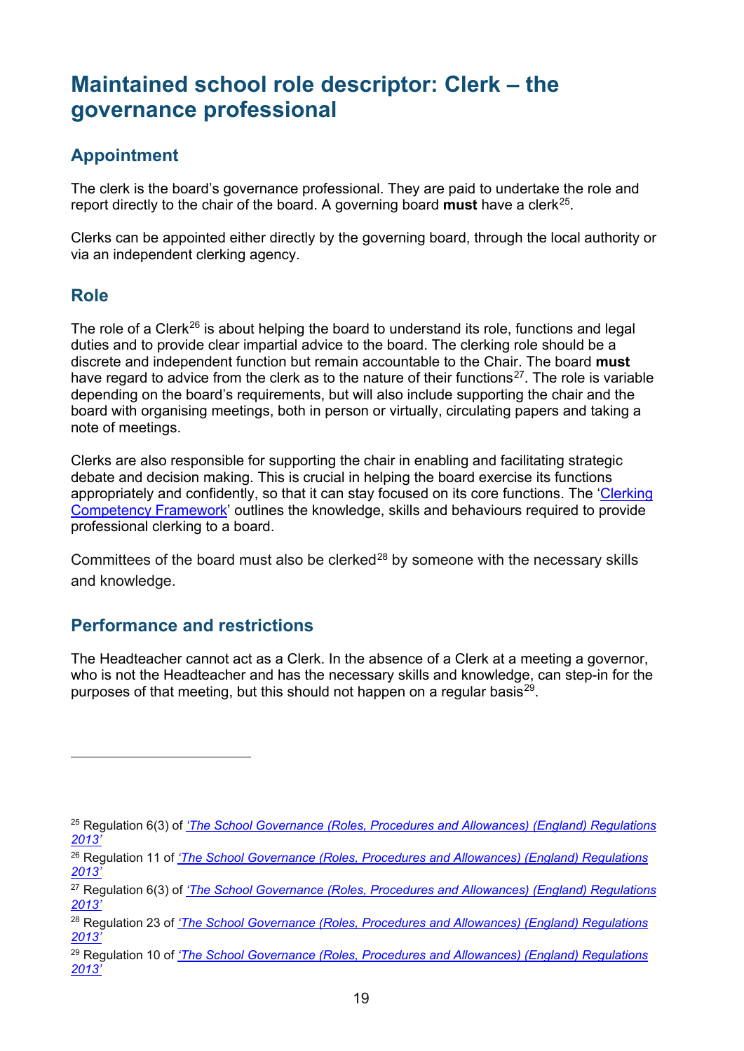# Maintained school role descriptor: Clerk – the governance professional

## Appointment

The clerk is the board's governance professional. They are paid to undertake the role and report directly to the chair of the board. A governing board **must** have a clerk[25].

Clerks can be appointed either directly by the governing board, through the local authority or via an independent clerking agency.

## Role

The role of a Clerk[26] is about helping the board to understand its role, functions and legal duties and to provide clear impartial advice to the board. The clerking role should be a discrete and independent function but remain accountable to the Chair. The board **must** have regard to advice from the clerk as to the nature of their functions[27]. The role is variable depending on the board's requirements, but will also include supporting the chair and the board with organising meetings, both in person or virtually, circulating papers and taking a note of meetings.

Clerks are also responsible for supporting the chair in enabling and facilitating strategic debate and decision making. This is crucial in helping the board exercise its functions appropriately and confidently, so that it can stay focused on its core functions. The '[Clerking Competency Framework](#)' outlines the knowledge, skills and behaviours required to provide professional clerking to a board.

Committees of the board must also be clerked[28] by someone with the necessary skills and knowledge.

## Performance and restrictions

The Headteacher cannot act as a Clerk. In the absence of a Clerk at a meeting a governor, who is not the Headteacher and has the necessary skills and knowledge, can step-in for the purposes of that meeting, but this should not happen on a regular basis[29].

---

[25] Regulation 6(3) of *'The School Governance (Roles, Procedures and Allowances) (England) Regulations 2013'*

[26] Regulation 11 of *'The School Governance (Roles, Procedures and Allowances) (England) Regulations 2013'*

[27] Regulation 6(3) of *'The School Governance (Roles, Procedures and Allowances) (England) Regulations 2013'*

[28] Regulation 23 of *'The School Governance (Roles, Procedures and Allowances) (England) Regulations 2013'*

[29] Regulation 10 of *'The School Governance (Roles, Procedures and Allowances) (England) Regulations 2013'*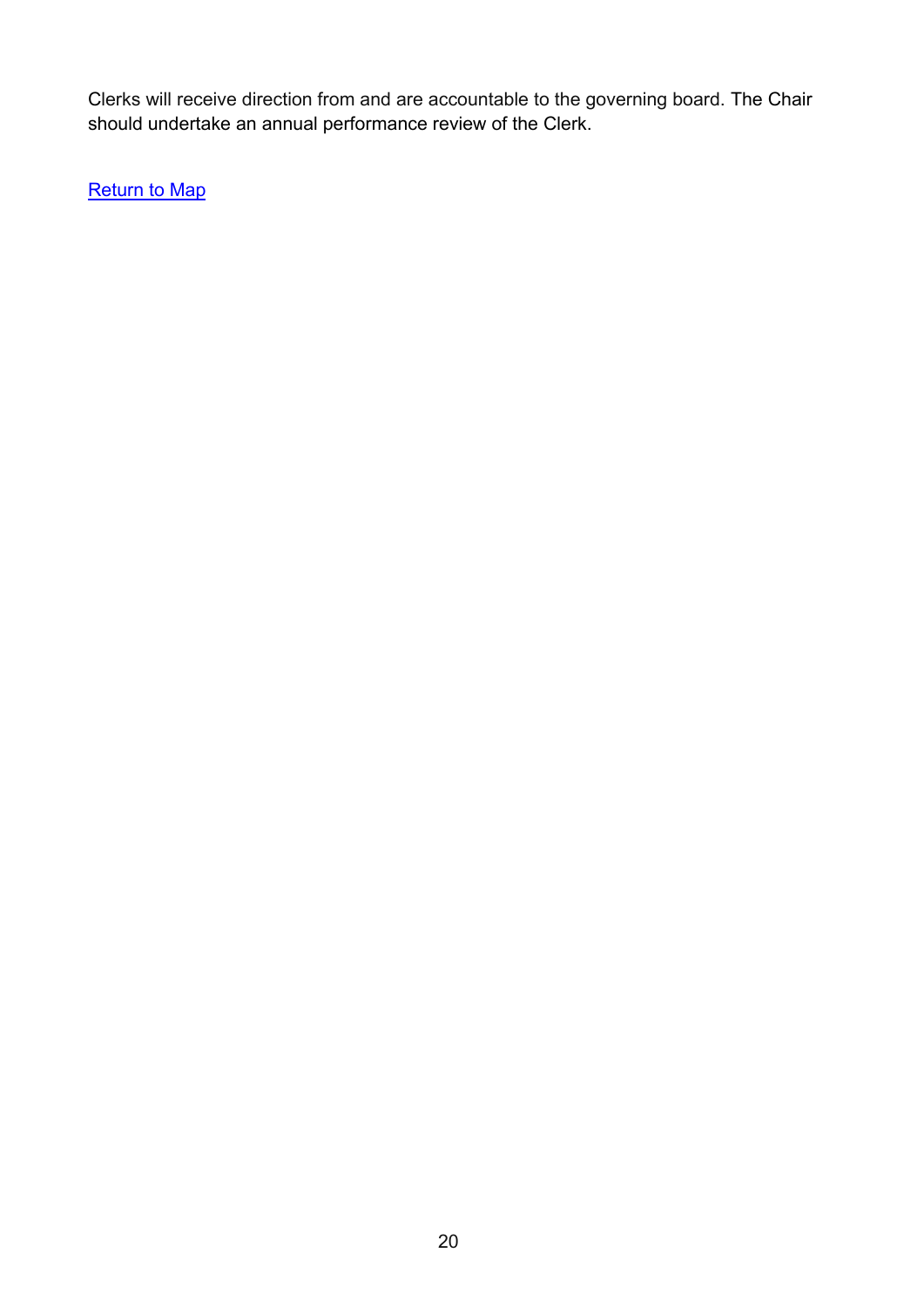Clerks will receive direction from and are accountable to the governing board. The Chair should undertake an annual performance review of the Clerk.

Return to Map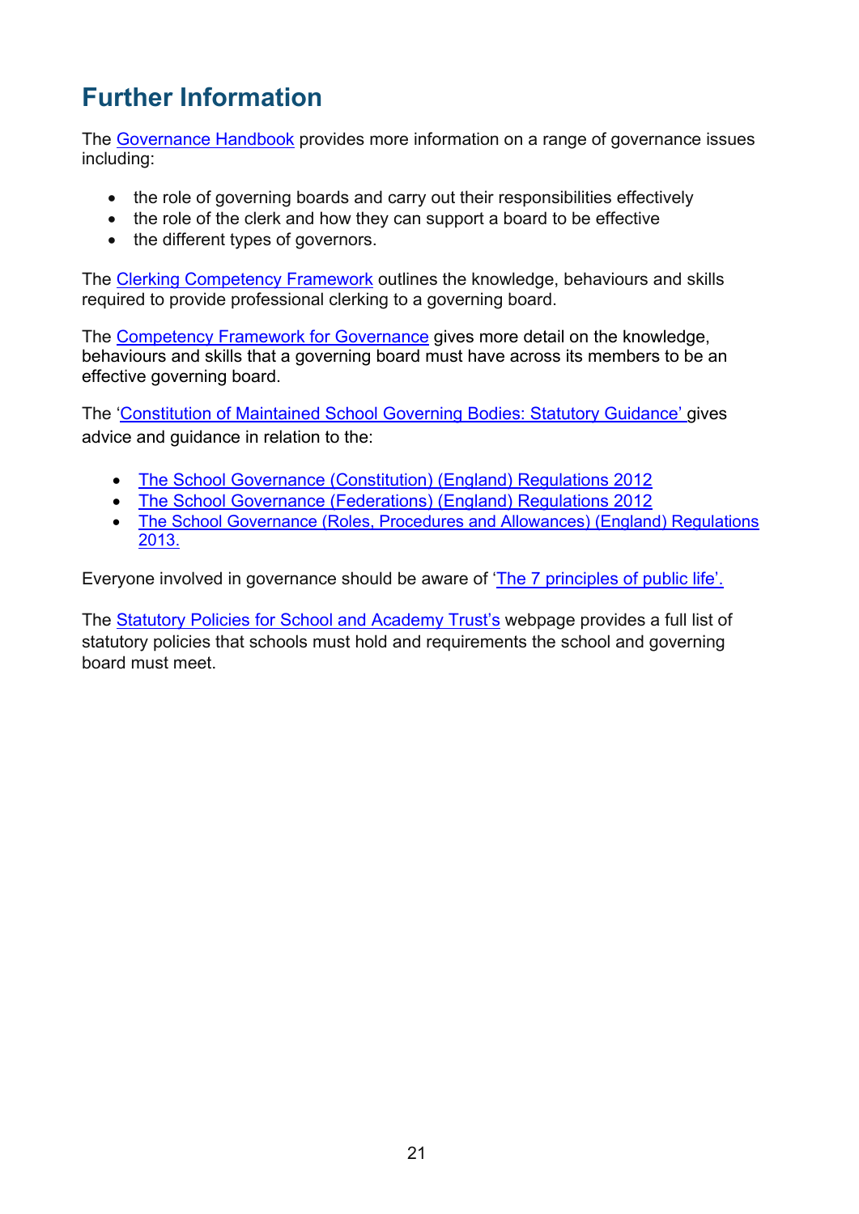# Further Information

The Governance Handbook provides more information on a range of governance issues including:

- the role of governing boards and carry out their responsibilities effectively
- the role of the clerk and how they can support a board to be effective
- the different types of governors.

The Clerking Competency Framework outlines the knowledge, behaviours and skills required to provide professional clerking to a governing board.

The Competency Framework for Governance gives more detail on the knowledge, behaviours and skills that a governing board must have across its members to be an effective governing board.

The 'Constitution of Maintained School Governing Bodies: Statutory Guidance' gives advice and guidance in relation to the:

- The School Governance (Constitution) (England) Regulations 2012
- The School Governance (Federations) (England) Regulations 2012
- The School Governance (Roles, Procedures and Allowances) (England) Regulations 2013.

Everyone involved in governance should be aware of 'The 7 principles of public life'.

The Statutory Policies for School and Academy Trust's webpage provides a full list of statutory policies that schools must hold and requirements the school and governing board must meet.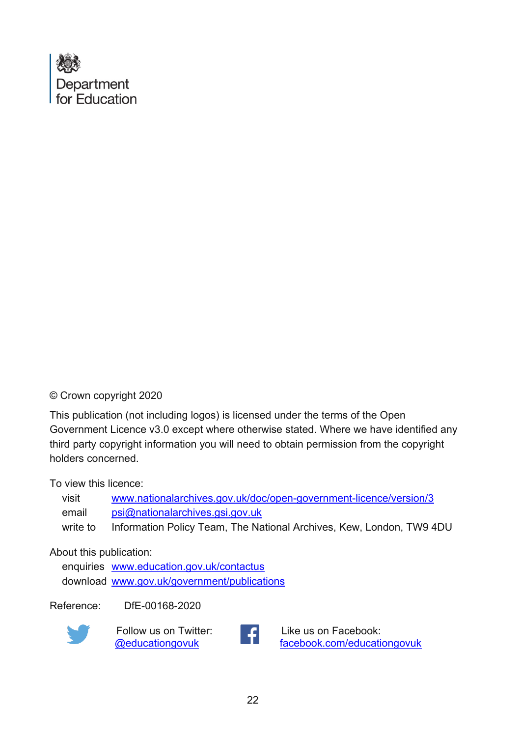Department for Education

© Crown copyright 2020

This publication (not including logos) is licensed under the terms of the Open Government Licence v3.0 except where otherwise stated. Where we have identified any third party copyright information you will need to obtain permission from the copyright holders concerned.

To view this licence:

visit [www.nationalarchives.gov.uk/doc/open-government-licence/version/3](http://www.nationalarchives.gov.uk/doc/open-government-licence/version/3)
email [psi@nationalarchives.gsi.gov.uk](mailto:psi@nationalarchives.gsi.gov.uk)
write to Information Policy Team, The National Archives, Kew, London, TW9 4DU

About this publication:

enquiries [www.education.gov.uk/contactus](http://www.education.gov.uk/contactus)
download [www.gov.uk/government/publications](http://www.gov.uk/government/publications)

Reference: DfE-00168-2020

Follow us on Twitter: [@educationgovuk](http://twitter.com/educationgovuk)

Like us on Facebook: [facebook.com/educationgovuk](http://www.facebook.com/educationgovuk)